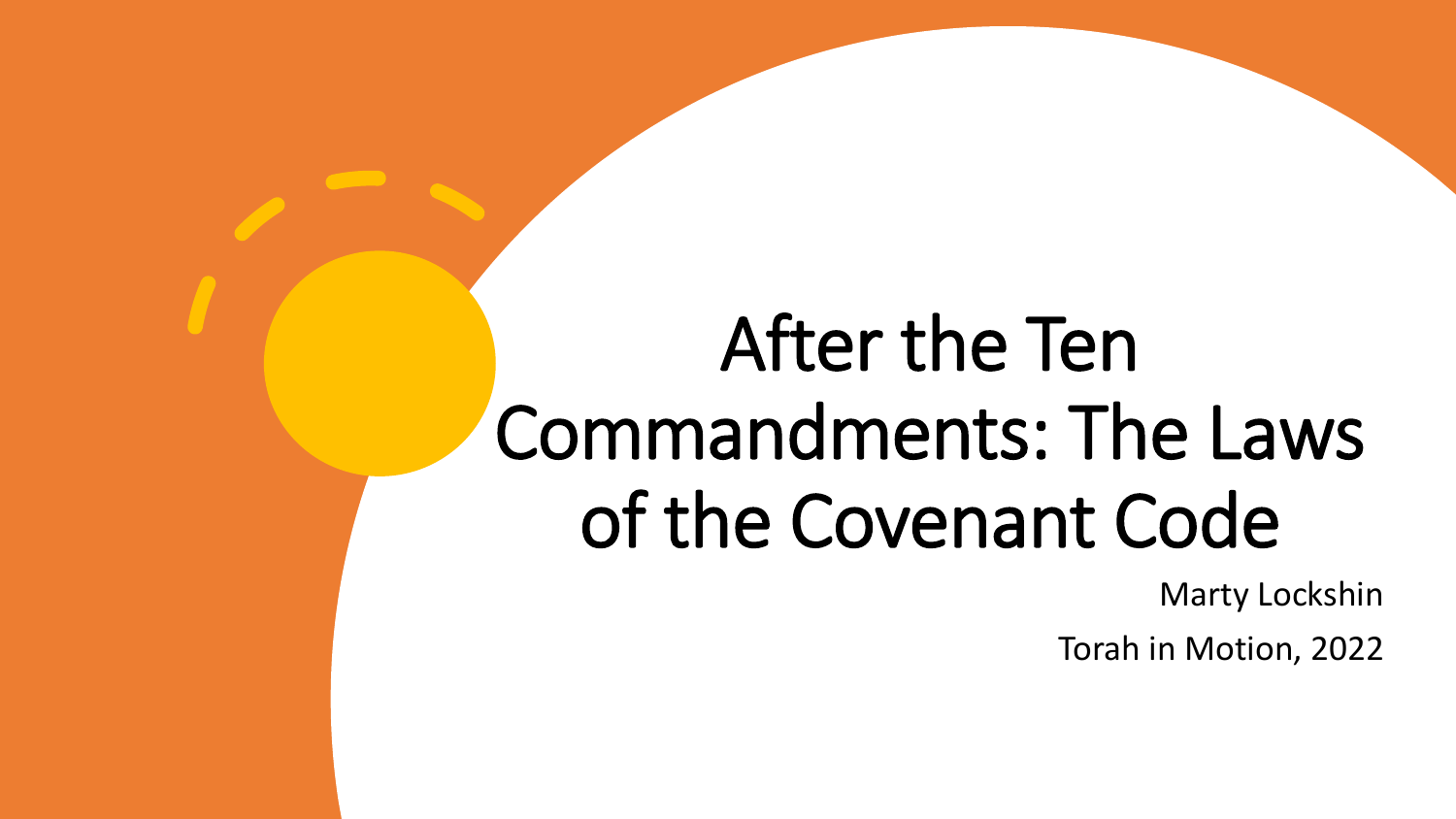# After the Ten Commandments: The Laws of the Covenant Code

Marty Lockshin

Torah in Motion, 2022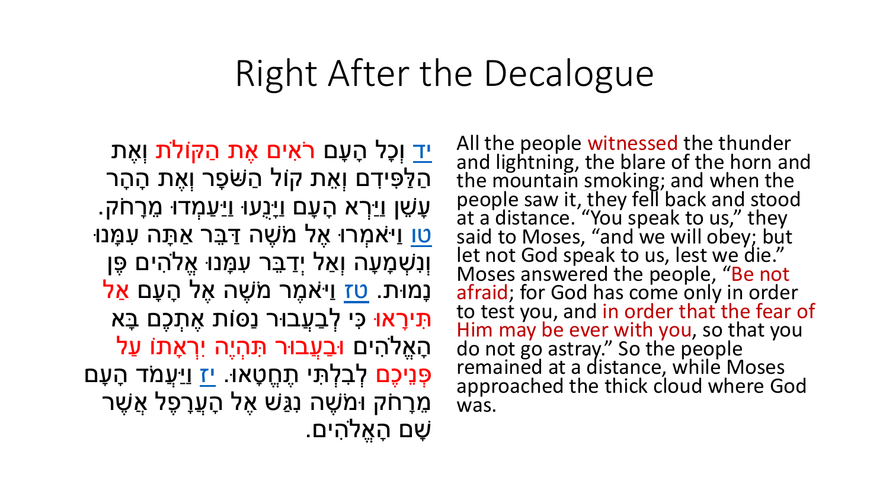# Right After the Decalogue

יד וְכָל הָעָם רֹאִים אֶת הַקּוֹלֹת וְאֶת הַלַּפִּידִם וְאֵת קוֹל הַשֹּׁפָר וְאֶת הָהָר עָשֵׁן וַיַּרְא הָעָם וַיָּנֻעוּ וַיַּעַמְדוּ מֵרָחֹק. טו וַיֹּאמְרוּ אֶל מֹשֶׁה דַּבֵּר אַתָּה עִמָּנוּ וְנִשְׁמָעָה וְאַל יְדַבֵּר עִמָּנוּ אֱלֹהִים פֶּן נָמוּת. טז וַיֹּאמֶר מֹשֶׁה אֶל הָעָם אַל תִּירָאוּ כִּי לְבַעֲבוּר נַסּוֹת אֶתְכֶם בָּא הָאֱלֹהִים וּבַעֲבוּר תִּהְיֶה יִרְאָתוֹ עַל פְּנֵיכֶם לְבִלְתִּי תֶחֱטָאוּ. יז וַיַּעֲמֹד הָעָם מֵרָחֹק וּמֹשֶׁה נִגַּשׁ אֶל הָעֲרָפֶל אֲשֶׁר שָׁם הָאֱלֹהִים.

All the people witnessed the thunder and lightning, the blare of the horn and the mountain smoking; and when the people saw it, they fell back and stood at a distance. "You speak to us," they said to Moses, "and we will obey; but let not God speak to us, lest we die." Moses answered the people, "Be not afraid; for God has come only in order to test you, and in order that the fear of Him may be ever with you, so that you do not go astray." So the people remained at a distance, while Moses approached the thick cloud where God was.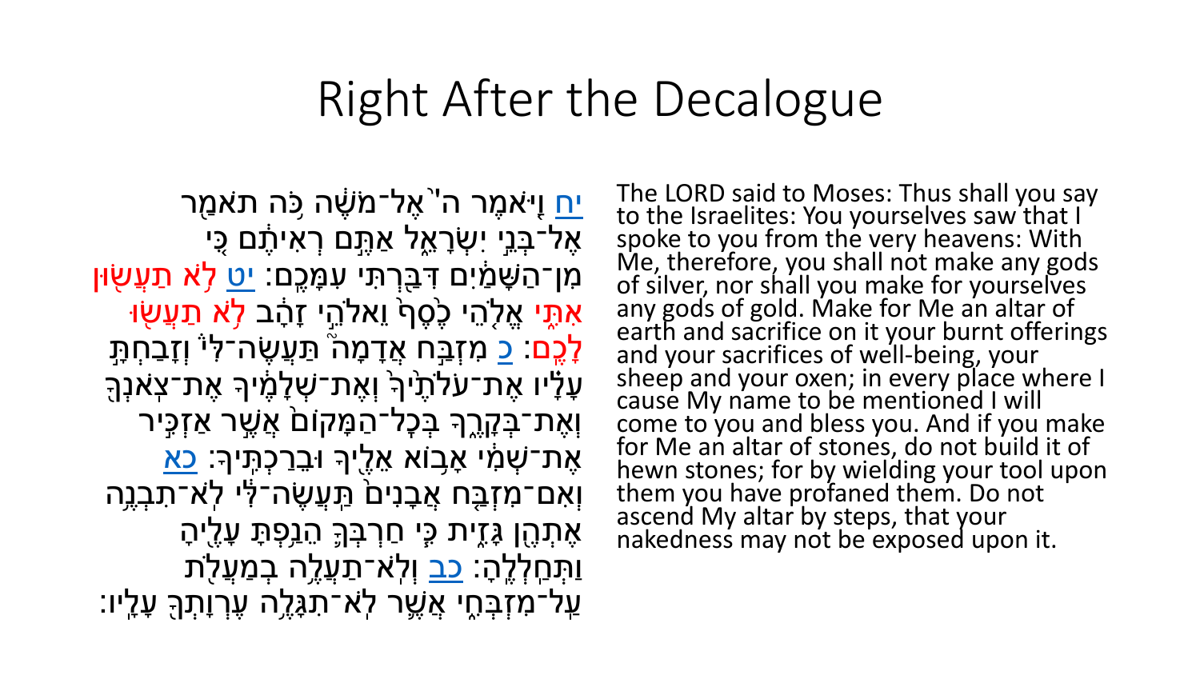# Right After the Decalogue

יח וַיֹּאמֶר ה' אֶל־מֹשֶׁה כֹּה תֹאמַר אֶל־בְּנֵי יִשְׂרָאֵל אַתֶּם רְאִיתֶם כִּי מִן־הַשָּׁמַיִם דִּבַּרְתִּי עִמָּכֶם׃ יט לֹא תַעֲשׂוּן אִתִּי אֱלֹהֵי כֶסֶף וֵאלֹהֵי זָהָב לֹא תַעֲשׂוּ לָכֶם׃ כ מִזְבַּח אֲדָמָה תַּעֲשֶׂה־לִּי וְזָבַחְתָּ עָלָיו אֶת־עֹלֹתֶיךָ וְאֶת־שְׁלָמֶיךָ אֶת־צֹאנְךָ וְאֶת־בְּקָרֶךָ בְּכָל־הַמָּקוֹם אֲשֶׁר אַזְכִּיר אֶת־שְׁמִי אָבוֹא אֵלֶיךָ וּבֵרַכְתִּיךָ׃ כא וְאִם־מִזְבַּח אֲבָנִים תַּעֲשֶׂה־לִּי לֹא־תִבְנֶה אֶתְהֶן גָּזִית כִּי חַרְבְּךָ הֵנַפְתָּ עָלֶיהָ וַתְּחַלְלֶהָ׃ כב וְלֹא־תַעֲלֶה בְמַעֲלֹת עַל־מִזְבְּחִי אֲשֶׁר לֹא־תִגָּלֶה עֶרְוָתְךָ עָלָיו׃

The LORD said to Moses: Thus shall you say to the Israelites: You yourselves saw that I spoke to you from the very heavens: With Me, therefore, you shall not make any gods of silver, nor shall you make for yourselves any gods of gold. Make for Me an altar of earth and sacrifice on it your burnt offerings and your sacrifices of well-being, your sheep and your oxen; in every place where I cause My name to be mentioned I will come to you and bless you. And if you make for Me an altar of stones, do not build it of hewn stones; for by wielding your tool upon them you have profaned them. Do not ascend My altar by steps, that your nakedness may not be exposed upon it.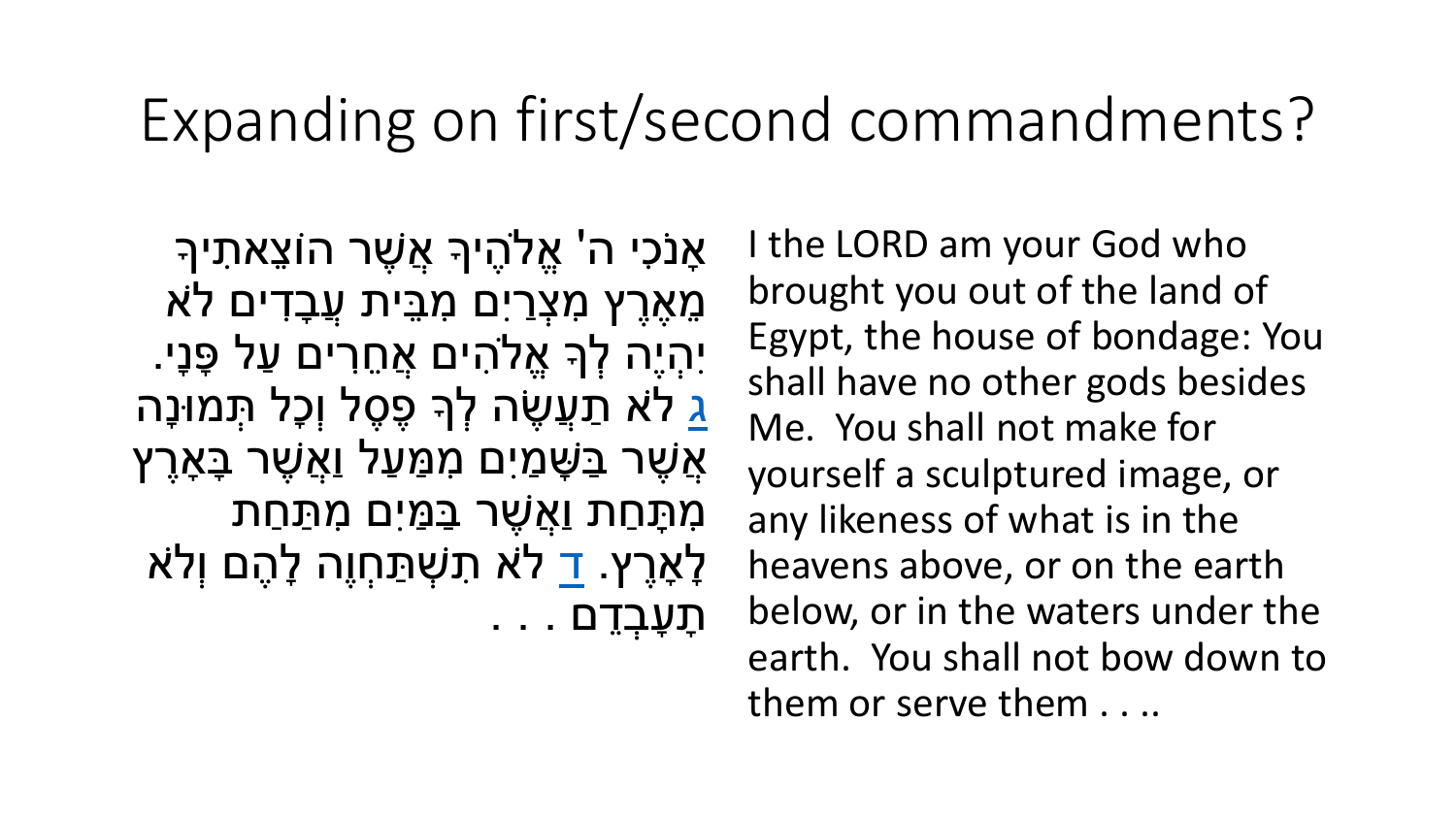# Expanding on first/second commandments?

אָנֹכִי ה' אֱלֹהֶיךָ אֲשֶׁר הוֹצֵאתִיךָ מֵאֶרֶץ מִצְרַיִם מִבֵּית עֲבָדִים לֹא יִהְיֶה לְךָ אֱלֹהִים אֲחֵרִים עַל פָּנָי. ג לֹא תַעֲשֶׂה לְךָ פֶסֶל וְכָל תְּמוּנָה אֲשֶׁר בַּשָּׁמַיִם מִמַּעַל וַאֲשֶׁר בָּאָרֶץ מִתָּחַת וַאֲשֶׁר בַּמַּיִם מִתַּחַת לָאָרֶץ. ד לֹא תִשְׁתַּחֲוֶה לָהֶם וְלֹא תָעָבְדֵם . . .

I the LORD am your God who brought you out of the land of Egypt, the house of bondage: You shall have no other gods besides Me. You shall not make for yourself a sculptured image, or any likeness of what is in the heavens above, or on the earth below, or in the waters under the earth. You shall not bow down to them or serve them . . ..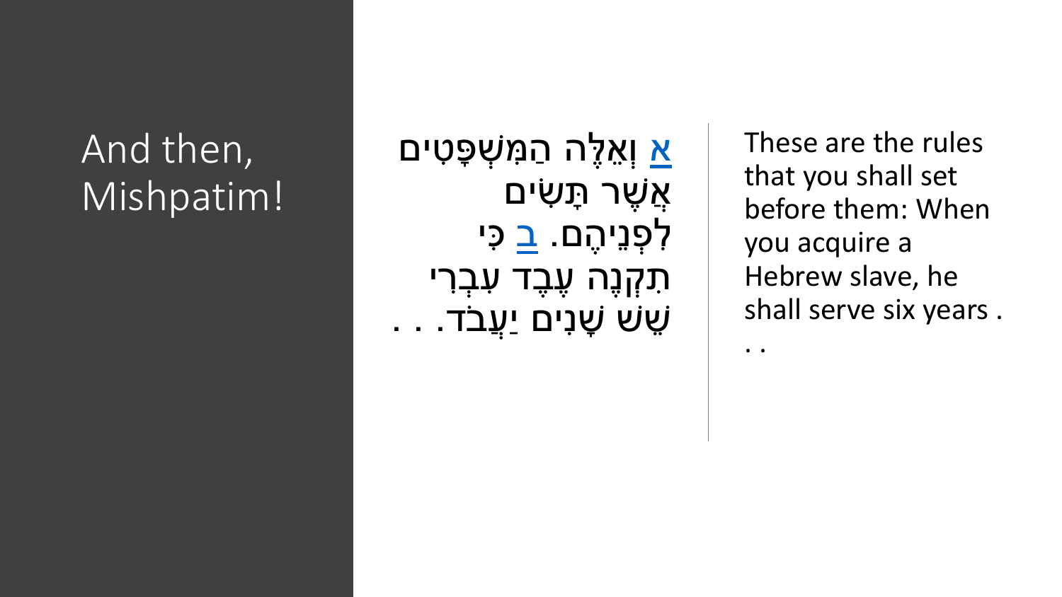# And then, Mishpatim!

א וְאֵלֶּה הַמִּשְׁפָּטִים אֲשֶׁר תָּשִׂים לִפְנֵיהֶם. ב כִּי תִקְנֶה עֶבֶד עִבְרִי שֵׁשׁ שָׁנִים יַעֲבֹד. . .

These are the rules that you shall set before them: When you acquire a Hebrew slave, he shall serve six years . . .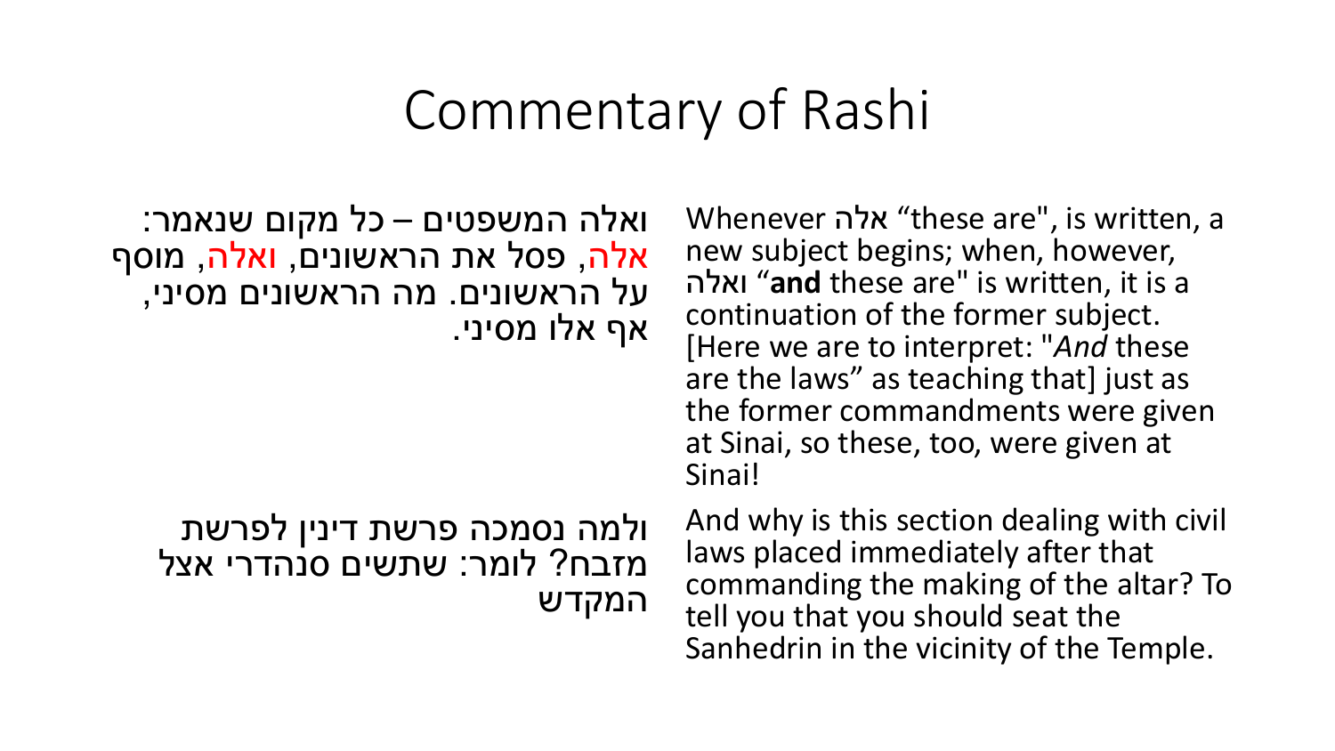# Commentary of Rashi

ואלה המשפטים – כל מקום שנאמר: אלה, פסל את הראשונים, ואלה, מוסף על הראשונים. מה הראשונים מסיני, אף אלו מסיני.

Whenever אלה “these are", is written, a new subject begins; when, however, ואלה “**and** these are" is written, it is a continuation of the former subject. [Here we are to interpret: "*And* these are the laws” as teaching that] just as the former commandments were given at Sinai, so these, too, were given at Sinai!

ולמה נסמכה פרשת דינין לפרשת מזבח? לומר: שתשים סנהדרי אצל המקדש

And why is this section dealing with civil laws placed immediately after that commanding the making of the altar? To tell you that you should seat the Sanhedrin in the vicinity of the Temple.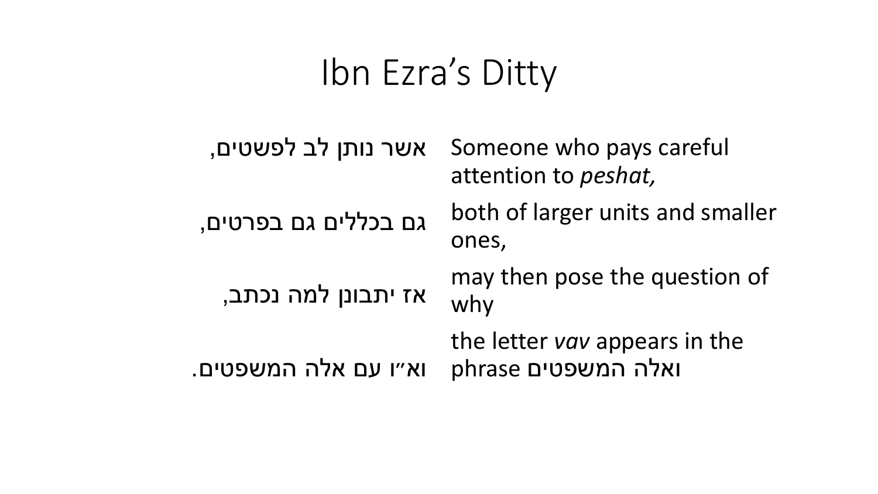# Ibn Ezra's Ditty

| | |
|---|---|
| אשר נותן לב לפשטים, | Someone who pays careful attention to *peshat,* |
| גם בכללים גם בפרטים, | both of larger units and smaller ones, |
| אז יתבונן למה נכתב, | may then pose the question of why |
| וא״ו עם אלה המשפטים. | the letter *vav* appears in the phrase **ואלה המשפטים** |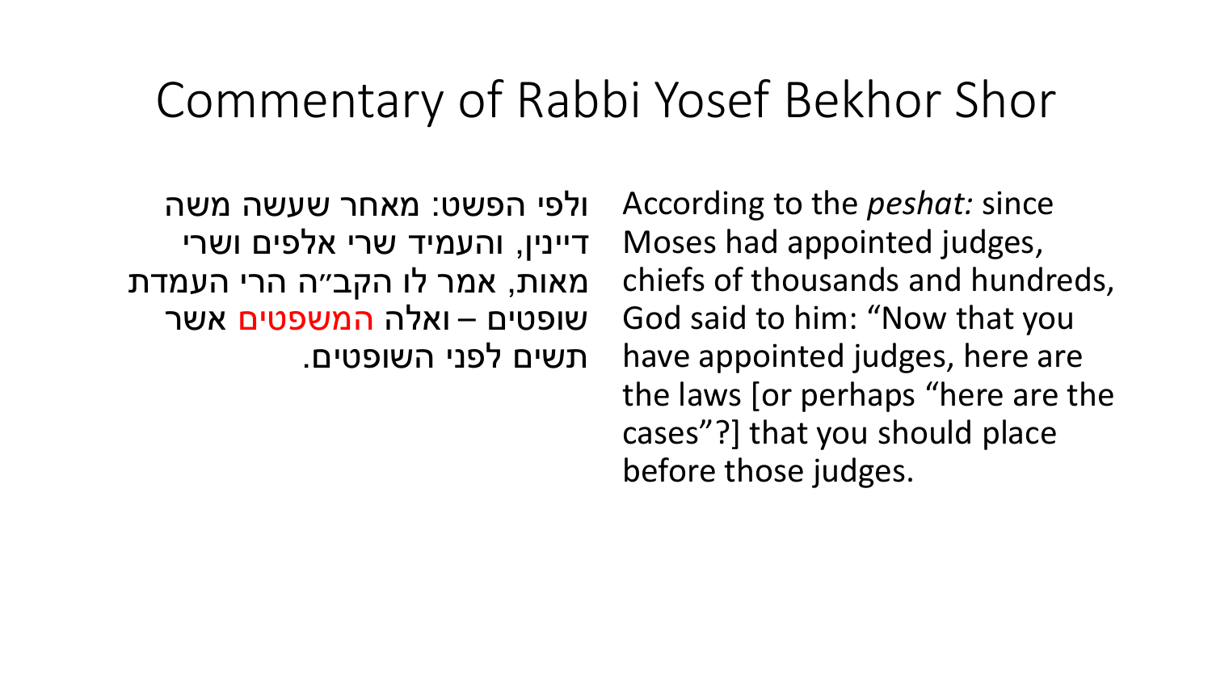# Commentary of Rabbi Yosef Bekhor Shor

ולפי הפשט: מאחר שעשה משה דיינין, והעמיד שרי אלפים ושרי מאות, אמר לו הקב״ה הרי העמדת שופטים – ואלה המשפטים אשר תשים לפני השופטים.

According to the *peshat:* since Moses had appointed judges, chiefs of thousands and hundreds, God said to him: "Now that you have appointed judges, here are the laws [or perhaps "here are the cases"?] that you should place before those judges.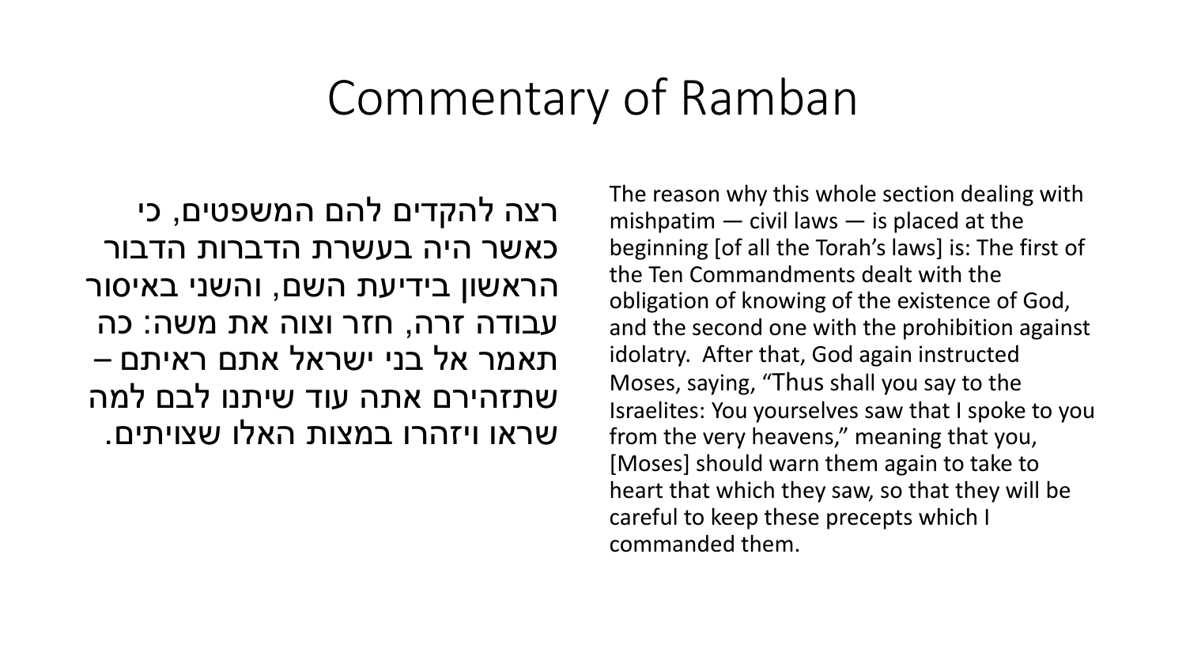# Commentary of Ramban

רצה להקדים להם המשפטים, כי כאשר היה בעשרת הדברות הדבור הראשון בידיעת השם, והשני באיסור עבודה זרה, חזר וצוה את משה: כה תאמר אל בני ישראל אתם ראיתם – שתזהירם אתה עוד שיתנו לבם למה שראו ויזהרו במצות האלו שצויתים.

The reason why this whole section dealing with mishpatim — civil laws — is placed at the beginning [of all the Torah's laws] is: The first of the Ten Commandments dealt with the obligation of knowing of the existence of God, and the second one with the prohibition against idolatry. After that, God again instructed Moses, saying, "Thus shall you say to the Israelites: You yourselves saw that I spoke to you from the very heavens," meaning that you, [Moses] should warn them again to take to heart that which they saw, so that they will be careful to keep these precepts which I commanded them.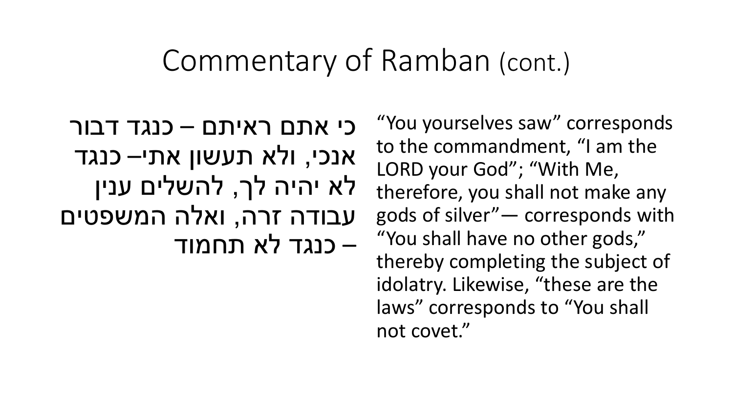# Commentary of Ramban (cont.)

כי אתם ראיתם – כנגד דבור אנכי, ולא תעשון אתי– כנגד לא יהיה לך, להשלים ענין עבודה זרה, ואלה המשפטים – כנגד לא תחמוד

“You yourselves saw” corresponds to the commandment, “I am the LORD your God”; “With Me, therefore, you shall not make any gods of silver”— corresponds with “You shall have no other gods,” thereby completing the subject of idolatry. Likewise, “these are the laws” corresponds to “You shall not covet.”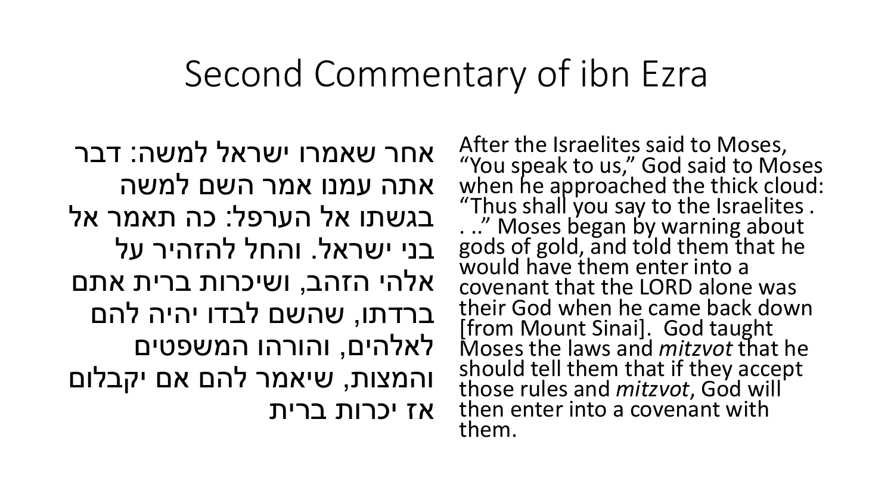# Second Commentary of ibn Ezra

אחר שאמרו ישראל למשה: דבר אתה עמנו אמר השם למשה בגשתו אל הערפל: כה תאמר אל בני ישראל. והחל להזהיר על אלהי הזהב, ושיכרות ברית אתם ברדתו, שהשם לבדו יהיה להם לאלהים, והורהו המשפטים והמצות, שיאמר להם אם יקבלום אז יכרות ברית

After the Israelites said to Moses, "You speak to us," God said to Moses when he approached the thick cloud: "Thus shall you say to the Israelites . . .." Moses began by warning about gods of gold, and told them that he would have them enter into a covenant that the LORD alone was their God when he came back down [from Mount Sinai]. God taught Moses the laws and *mitzvot* that he should tell them that if they accept those rules and *mitzvot*, God will then enter into a covenant with them.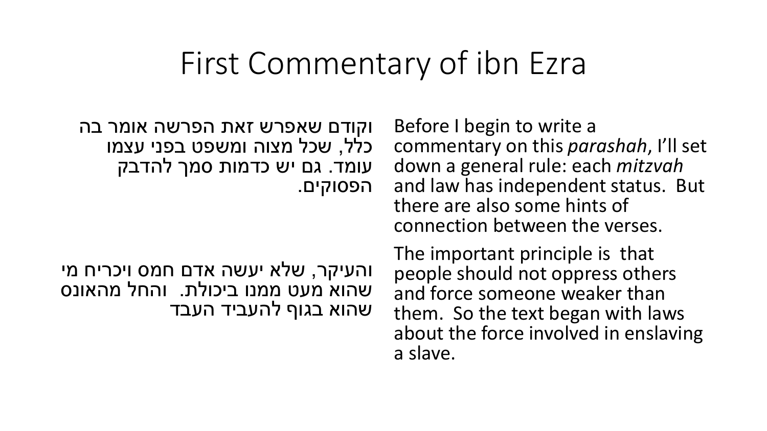# First Commentary of ibn Ezra

וקודם שאפרש זאת הפרשה אומר בה כלל, שכל מצוה ומשפט בפני עצמו עומד. גם יש כדמות סמך להדבק הפסוקים.

Before I begin to write a commentary on this *parashah*, I'll set down a general rule: each *mitzvah* and law has independent status. But there are also some hints of connection between the verses.

והעיקר, שלא יעשה אדם חמס ויכריח מי שהוא מעט ממנו ביכולת. והחל מהאונס שהוא בגוף להעביד העבד

The important principle is that people should not oppress others and force someone weaker than them. So the text began with laws about the force involved in enslaving a slave.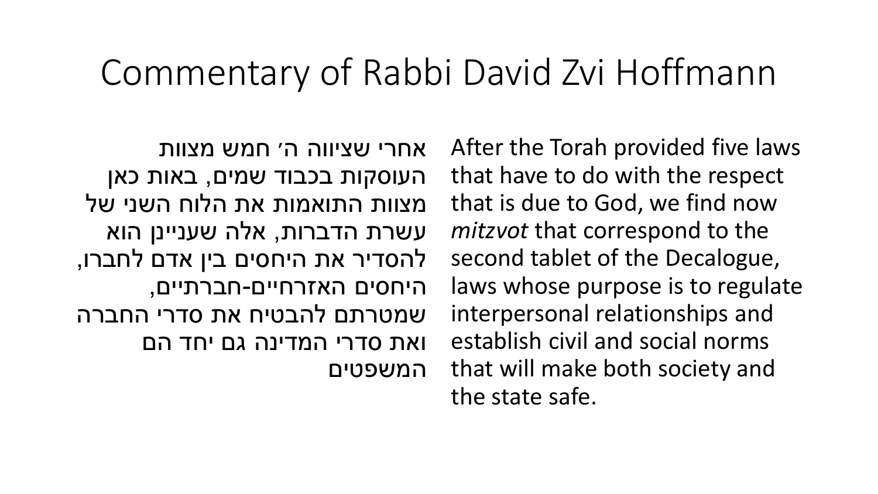# Commentary of Rabbi David Zvi Hoffmann

אחרי שציווה ה׳ חמש מצוות העוסקות בכבוד שמים, באות כאן מצוות התואמות את הלוח השני של עשרת הדברות, אלה שעניינן הוא להסדיר את היחסים בין אדם לחברו, היחסים האזרחיים-חברתיים, שמטרתם להבטיח את סדרי החברה ואת סדרי המדינה גם יחד הם המשפטים

After the Torah provided five laws that have to do with the respect that is due to God, we find now *mitzvot* that correspond to the second tablet of the Decalogue, laws whose purpose is to regulate interpersonal relationships and establish civil and social norms that will make both society and the state safe.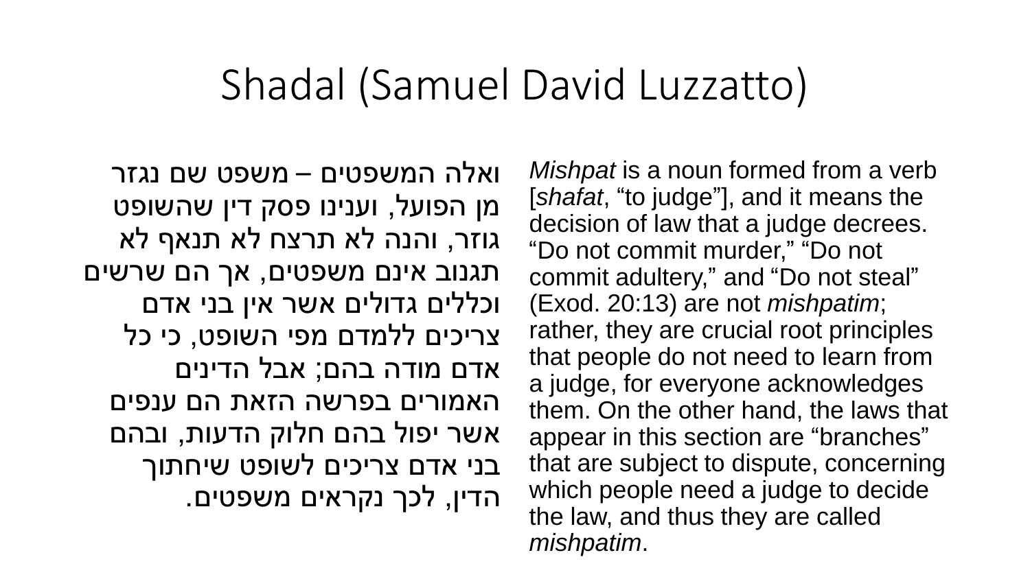# Shadal (Samuel David Luzzatto)

ואלה המשפטים – משפט שם נגזר מן הפועל, וענינו פסק דין שהשופט גוזר, והנה לא תרצח לא תנאף לא תגנוב אינם משפטים, אך הם שרשים וכללים גדולים אשר אין בני אדם צריכים ללמדם מפי השופט, כי כל אדם מודה בהם; אבל הדינים האמורים בפרשה הזאת הם ענפים אשר יפול בהם חלוק הדעות, ובהם בני אדם צריכים לשופט שיחתוך הדין, לכך נקראים משפטים.

*Mishpat* is a noun formed from a verb [*shafat*, "to judge"], and it means the decision of law that a judge decrees. "Do not commit murder," "Do not commit adultery," and "Do not steal" (Exod. 20:13) are not *mishpatim*; rather, they are crucial root principles that people do not need to learn from a judge, for everyone acknowledges them. On the other hand, the laws that appear in this section are "branches" that are subject to dispute, concerning which people need a judge to decide the law, and thus they are called *mishpatim*.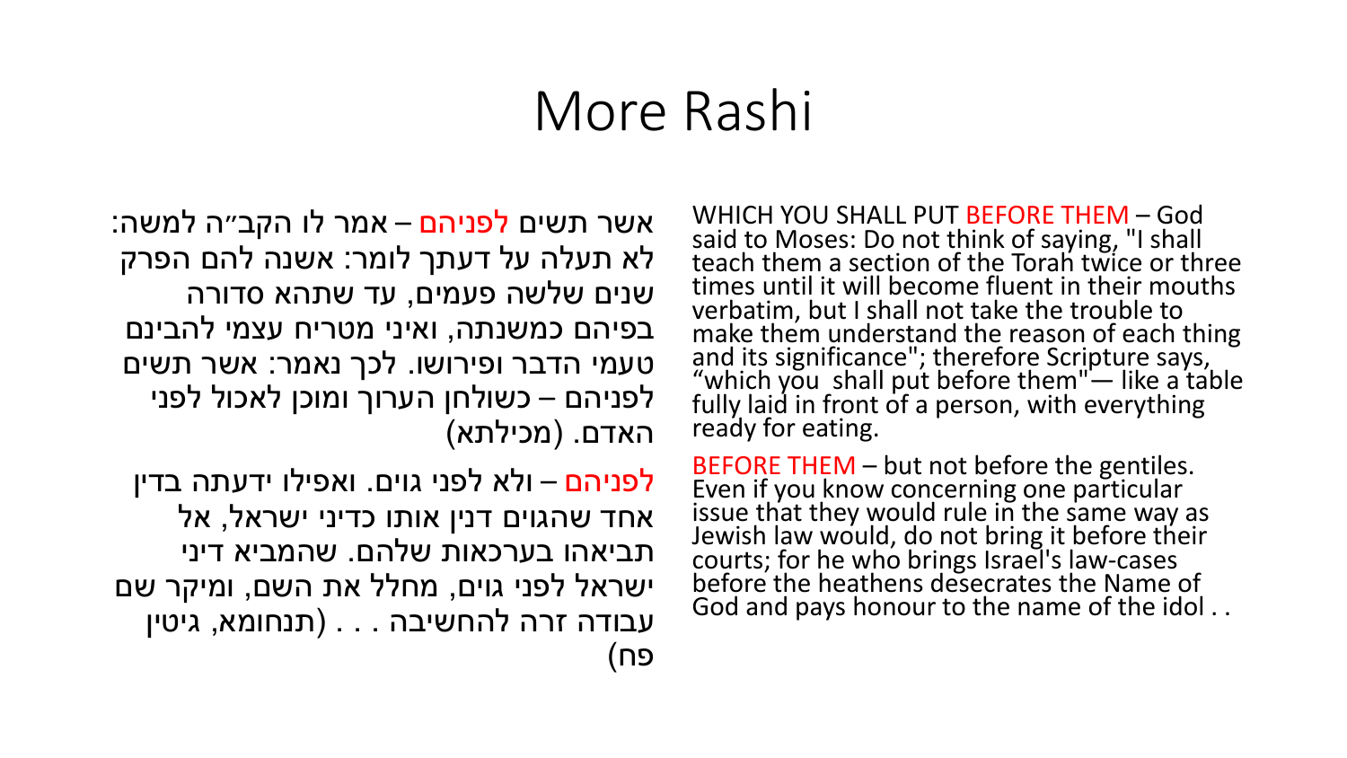# More Rashi

אשר תשים לפניהם – אמר לו הקב״ה למשה: לא תעלה על דעתך לומר: אשנה להם הפרק שנים שלשה פעמים, עד שתהא סדורה בפיהם כמשנתה, ואיני מטריח עצמי להבינם טעמי הדבר ופירושו. לכך נאמר: אשר תשים לפניהם – כשולחן הערוך ומוכן לאכול לפני האדם. (מכילתא)

לפניהם – ולא לפני גוים. ואפילו ידעתה בדין אחד שהגוים דנין אותו כדיני ישראל, אל תביאהו בערכאות שלהם. שהמביא דיני ישראל לפני גוים, מחלל את השם, ומיקר שם עבודה זרה להחשיבה . . . (תנחומא, גיטין פח)

WHICH YOU SHALL PUT BEFORE THEM – God said to Moses: Do not think of saying, "I shall teach them a section of the Torah twice or three times until it will become fluent in their mouths verbatim, but I shall not take the trouble to make them understand the reason of each thing and its significance"; therefore Scripture says, "which you shall put before them"— like a table fully laid in front of a person, with everything ready for eating.

BEFORE THEM – but not before the gentiles. Even if you know concerning one particular issue that they would rule in the same way as Jewish law would, do not bring it before their courts; for he who brings Israel's law-cases before the heathens desecrates the Name of God and pays honour to the name of the idol . .